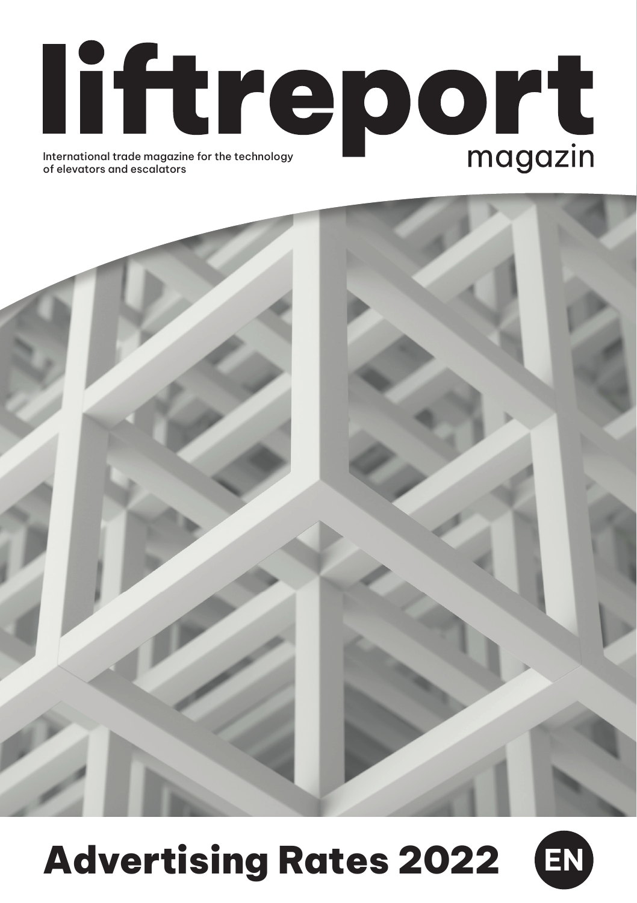# liftreport magazin

International trade magazine for the technology of elevators and escalators

# Advertising Rates 2022

EN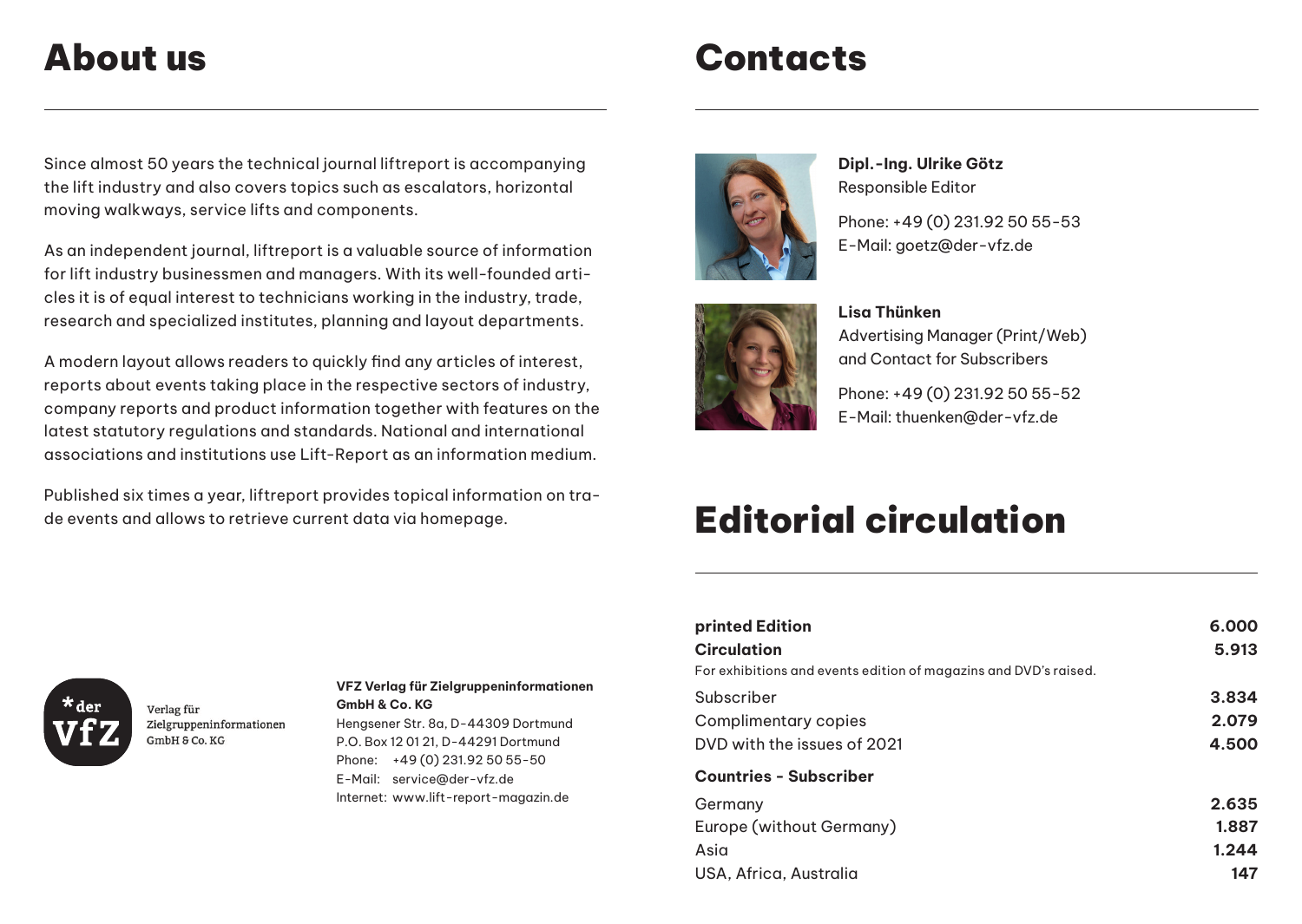# About us

Since almost 50 years the technical journal liftreport is accompanying the lift industry and also covers topics such as escalators, horizontal moving walkways, service lifts and components.

As an independent journal, liftreport is a valuable source of information for lift industry businessmen and managers. With its well-founded articles it is of equal interest to technicians working in the industry, trade, research and specialized institutes, planning and layout departments.

A modern layout allows readers to quickly find any articles of interest, reports about events taking place in the respective sectors of industry, company reports and product information together with features on the latest statutory regulations and standards. National and international associations and institutions use Lift-Report as an information medium.

Published six times a year, liftreport provides topical information on trade events and allows to retrieve current data via homepage.

*der vfz
Verlag für Zielgruppeninformationen GmbH & Co. KG

**VFZ Verlag für Zielgruppeninformationen GmbH & Co. KG**
Hengsener Str. 8a, D-44309 Dortmund
P.O. Box 12 01 21, D-44291 Dortmund
Phone: +49 (0) 231.92 50 55-50
E-Mail: service@der-vfz.de
Internet: www.lift-report-magazin.de

# Contacts

**Dipl.-Ing. Ulrike Götz**
Responsible Editor

Phone: +49 (0) 231.92 50 55-53
E-Mail: goetz@der-vfz.de

**Lisa Thünken**
Advertising Manager (Print/Web) and Contact for Subscribers

Phone: +49 (0) 231.92 50 55-52
E-Mail: thuenken@der-vfz.de

# Editorial circulation

| | |
|---|---|
| **printed Edition** | **6.000** |
| **Circulation** | **5.913** |
| For exhibitions and events edition of magazins and DVD's raised. | |
| Subscriber | **3.834** |
| Complimentary copies | **2.079** |
| DVD with the issues of 2021 | **4.500** |
| **Countries - Subscriber** | |
| Germany | **2.635** |
| Europe (without Germany) | **1.887** |
| Asia | **1.244** |
| USA, Africa, Australia | **147** |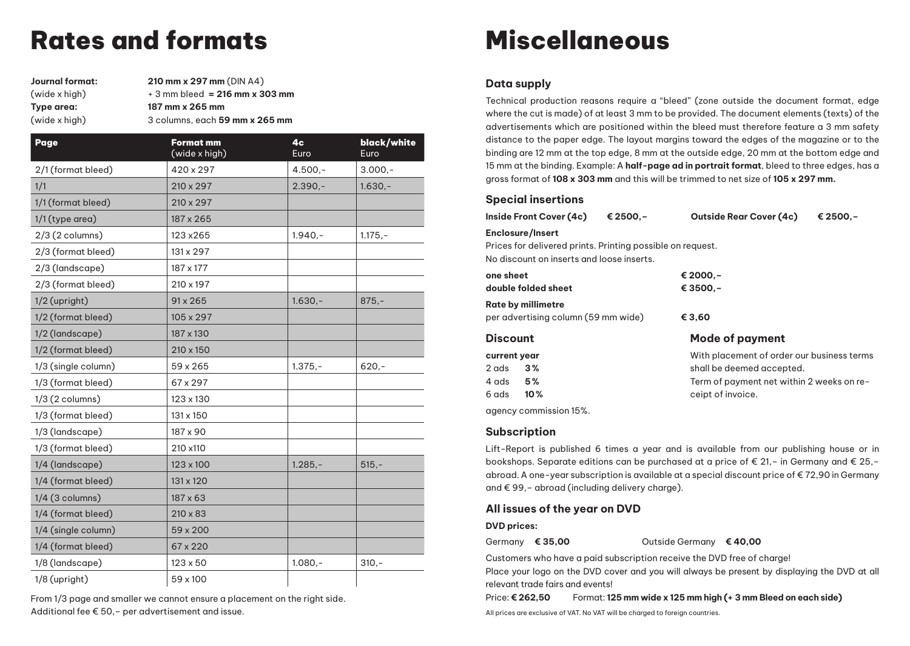# Rates and formats

**Journal format:** **210 mm x 297 mm** (DIN A4)
(wide x high) + 3 mm bleed **= 216 mm x 303 mm**
**Type area:** **187 mm x 265 mm**
(wide x high) 3 columns, each **59 mm x 265 mm**

| Page | Format mm (wide x high) | 4c Euro | black/white Euro |
|---|---|---|---|
| 2/1 (format bleed) | 420 x 297 | 4.500,- | 3.000,- |
| 1/1 | 210 x 297 | 2.390,- | 1.630,- |
| 1/1 (format bleed) | 210 x 297 | | |
| 1/1 (type area) | 187 x 265 | | |
| 2/3 (2 columns) | 123 x265 | 1.940,- | 1.175,- |
| 2/3 (format bleed) | 131 x 297 | | |
| 2/3 (landscape) | 187 x 177 | | |
| 2/3 (format bleed) | 210 x 197 | | |
| 1/2 (upright) | 91 x 265 | 1.630,- | 875,- |
| 1/2 (format bleed) | 105 x 297 | | |
| 1/2 (landscape) | 187 x 130 | | |
| 1/2 (format bleed) | 210 x 150 | | |
| 1/3 (single column) | 59 x 265 | 1.375,- | 620,- |
| 1/3 (format bleed) | 67 x 297 | | |
| 1/3 (2 columns) | 123 x 130 | | |
| 1/3 (format bleed) | 131 x 150 | | |
| 1/3 (landscape) | 187 x 90 | | |
| 1/3 (format bleed) | 210 x110 | | |
| 1/4 (landscape) | 123 x 100 | 1.285,- | 515,- |
| 1/4 (format bleed) | 131 x 120 | | |
| 1/4 (3 columns) | 187 x 63 | | |
| 1/4 (format bleed) | 210 x 83 | | |
| 1/4 (single column) | 59 x 200 | | |
| 1/4 (format bleed) | 67 x 220 | | |
| 1/8 (landscape) | 123 x 50 | 1.080,- | 310,- |
| 1/8 (upright) | 59 x 100 | | |

From 1/3 page and smaller we cannot ensure a placement on the right side.
Additional fee € 50,– per advertisement and issue.

# Miscellaneous

## Data supply

Technical production reasons require a "bleed" (zone outside the document format, edge where the cut is made) of at least 3 mm to be provided. The document elements (texts) of the advertisements which are positioned within the bleed must therefore feature a 3 mm safety distance to the paper edge. The layout margins toward the edges of the magazine or to the binding are 12 mm at the top edge, 8 mm at the outside edge, 20 mm at the bottom edge and 15 mm at the binding. Example: A **half-page ad in portrait format**, bleed to three edges, has a gross format of **108 x 303 mm** and this will be trimmed to net size of **105 x 297 mm.**

## Special insertions

**Inside Front Cover (4c)** **€ 2500,–** **Outside Rear Cover (4c)** **€ 2500,–**

**Enclosure/Insert**
Prices for delivered prints. Printing possible on request.
No discount on inserts and loose inserts.

**one sheet** **€ 2000,–**
**double folded sheet** **€ 3500,–**

**Rate by millimetre**
per advertising column (59 mm wide) **€ 3,60**

## Discount

**current year**
2 ads **3%**
4 ads **5%**
6 ads **10%**

agency commission 15%.

## Mode of payment

With placement of order our business terms shall be deemed accepted.
Term of payment net within 2 weeks on receipt of invoice.

## Subscription

Lift-Report is published 6 times a year and is available from our publishing house or in bookshops. Separate editions can be purchased at a price of € 21,– in Germany and € 25,– abroad. A one-year subscription is available at a special discount price of € 72,90 in Germany and € 99,– abroad (including delivery charge).

## All issues of the year on DVD

**DVD prices:**

Germany **€ 35,00** Outside Germany **€ 40,00**

Customers who have a paid subscription receive the DVD free of charge!
Place your logo on the DVD cover and you will always be present by displaying the DVD at all relevant trade fairs and events!

Price: **€ 262,50** Format: **125 mm wide x 125 mm high (+ 3 mm Bleed on each side)**

All prices are exclusive of VAT. No VAT will be charged to foreign countries.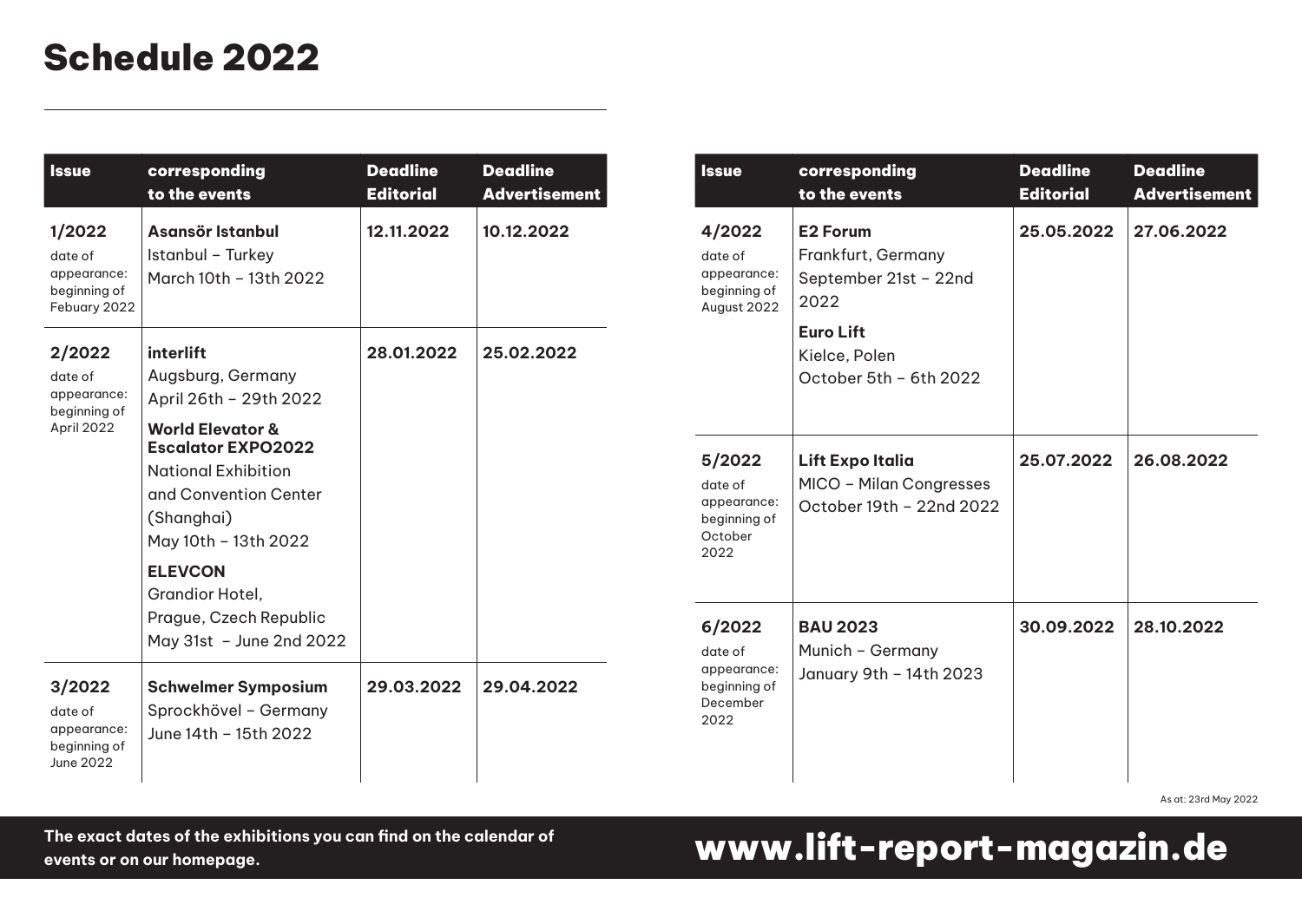# Schedule 2022

| Issue | corresponding to the events | Deadline Editorial | Deadline Advertisement |
|---|---|---|---|
| **1/2022** date of appearance: beginning of Febuary 2022 | **Asansör Istanbul** Istanbul – Turkey March 10th – 13th 2022 | **12.11.2022** | **10.12.2022** |
| **2/2022** date of appearance: beginning of April 2022 | **interlift** Augsburg, Germany April 26th – 29th 2022 **World Elevator & Escalator EXPO2022** National Exhibition and Convention Center (Shanghai) May 10th – 13th 2022 **ELEVCON** Grandior Hotel, Prague, Czech Republic May 31st – June 2nd 2022 | **28.01.2022** | **25.02.2022** |
| **3/2022** date of appearance: beginning of June 2022 | **Schwelmer Symposium** Sprockhövel – Germany June 14th – 15th 2022 | **29.03.2022** | **29.04.2022** |
| **4/2022** date of appearance: beginning of August 2022 | **E2 Forum** Frankfurt, Germany September 21st – 22nd 2022 **Euro Lift** Kielce, Polen October 5th – 6th 2022 | **25.05.2022** | **27.06.2022** |
| **5/2022** date of appearance: beginning of October 2022 | **Lift Expo Italia** MICO – Milan Congresses October 19th – 22nd 2022 | **25.07.2022** | **26.08.2022** |
| **6/2022** date of appearance: beginning of December 2022 | **BAU 2023** Munich – Germany January 9th – 14th 2023 | **30.09.2022** | **28.10.2022** |

As at: 23rd May 2022

**The exact dates of the exhibitions you can find on the calendar of events or on our homepage.**

**www.lift-report-magazin.de**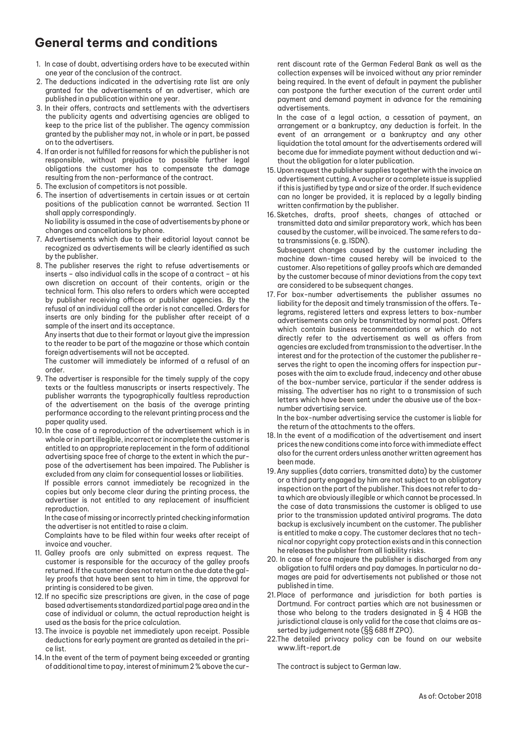## General terms and conditions

1. In case of doubt, advertising orders have to be executed within one year of the conclusion of the contract.
2. The deductions indicated in the advertising rate list are only granted for the advertisements of an advertiser, which are published in a publication within one year.
3. In their offers, contracts and settlements with the advertisers the publicity agents and advertising agencies are obliged to keep to the price list of the publisher. The agency commission granted by the publisher may not, in whole or in part, be passed on to the advertisers.
4. If an order is not fulfilled for reasons for which the publisher is not responsible, without prejudice to possible further legal obligations the customer has to compensate the damage resulting from the non-performance of the contract.
5. The exclusion of competitors is not possible.
6. The insertion of advertisements in certain issues or at certain positions of the publication cannot be warranted. Section 11 shall apply correspondingly.
   No liability is assumed in the case of advertisements by phone or changes and cancellations by phone.
7. Advertisements which due to their editorial layout cannot be recognized as advertisements will be clearly identified as such by the publisher.
8. The publisher reserves the right to refuse advertisements or inserts – also individual calls in the scope of a contract – at his own discretion on account of their contents, origin or the technical form. This also refers to orders which were accepted by publisher receiving offices or publisher agencies. By the refusal of an individual call the order is not cancelled. Orders for inserts are only binding for the publisher after receipt of a sample of the insert and its acceptance.
   Any inserts that due to their format or layout give the impression to the reader to be part of the magazine or those which contain foreign advertisements will not be accepted.
   The customer will immediately be informed of a refusal of an order.
9. The advertiser is responsible for the timely supply of the copy texts or the faultless manuscripts or inserts respectively. The publisher warrants the typographically faultless reproduction of the advertisement on the basis of the average printing performance according to the relevant printing process and the paper quality used.
10. In the case of a reproduction of the advertisement which is in whole or in part illegible, incorrect or incomplete the customer is entitled to an appropriate replacement in the form of additional advertising space free of charge to the extent in which the purpose of the advertisement has been impaired. The Publisher is excluded from any claim for consequential losses or liabilities.
    If possible errors cannot immediately be recognized in the copies but only become clear during the printing process, the advertiser is not entitled to any replacement of insufficient reproduction.
    In the case of missing or incorrectly printed checking information the advertiser is not entitled to raise a claim.
    Complaints have to be filed within four weeks after receipt of invoice and voucher.
11. Galley proofs are only submitted on express request. The customer is responsible for the accuracy of the galley proofs returned. If the customer does not return on the due date the galley proofs that have been sent to him in time, the approval for printing is considered to be given.
12. If no specific size prescriptions are given, in the case of page based advertisements standardized partial page area and in the case of individual or column, the actual reproduction height is used as the basis for the price calculation.
13. The invoice is payable net immediately upon receipt. Possible deductions for early payment are granted as detailed in the price list.
14. In the event of the term of payment being exceeded or granting of additional time to pay, interest of minimum 2 % above the current discount rate of the German Federal Bank as well as the collection expenses will be invoiced without any prior reminder being required. In the event of default in payment the publisher can postpone the further execution of the current order until payment and demand payment in advance for the remaining advertisements.
    In the case of a legal action, a cessation of payment, an arrangement or a bankruptcy, any deduction is forfeit. In the event of an arrangement or a bankruptcy and any other liquidation the total amount for the advertisements ordered will become due for immediate payment without deduction and without the obligation for a later publication.
15. Upon request the publisher supplies together with the invoice an advertisement cutting. A voucher or a complete issue is supplied if this is justified by type and or size of the order. If such evidence can no longer be provided, it is replaced by a legally binding written confirmation by the publisher.
16. Sketches, drafts, proof sheets, changes of attached or transmitted data and similar preparatory work, which has been caused by the customer, will be invoiced. The same refers to data transmissions (e. g. ISDN).
    Subsequent changes caused by the customer including the machine down-time caused hereby will be invoiced to the customer. Also repetitions of galley proofs which are demanded by the customer because of minor deviations from the copy text are considered to be subsequent changes.
17. For box-number advertisements the publisher assumes no liability for the deposit and timely transmission of the offers. Telegrams, registered letters and express letters to box-number advertisements can only be transmitted by normal post. Offers which contain business recommendations or which do not directly refer to the advertisement as well as offers from agencies are excluded from transmission to the advertiser. In the interest and for the protection of the customer the publisher reserves the right to open the incoming offers for inspection purposes with the aim to exclude fraud, indecency and other abuse of the box-number service, particular if the sender address is missing. The advertiser has no right to a transmission of such letters which have been sent under the abusive use of the box-number advertising service.
    In the box-number advertising service the customer is liable for the return of the attachments to the offers.
18. In the event of a modification of the advertisement and insert prices the new conditions come into force with immediate effect also for the current orders unless another written agreement has been made.
19. Any supplies (data carriers, transmitted data) by the customer or a third party engaged by him are not subject to an obligatory inspection on the part of the publisher. This does not refer to data which are obviously illegible or which cannot be processed. In the case of data transmissions the customer is obliged to use prior to the transmission updated antiviral programs. The data backup is exclusively incumbent on the customer. The publisher is entitled to make a copy. The customer declares that no technical nor copyright copy protection exists and in this connection he releases the publisher from all liability risks.
20. In case of force majeure the publisher is discharged from any obligation to fulfil orders and pay damages. In particular no damages are paid for advertisements not published or those not published in time.
21. Place of performance and jurisdiction for both parties is Dortmund. For contract parties which are not businessmen or those who belong to the traders designated in § 4 HGB the jurisdictional clause is only valid for the case that claims are asserted by judgement note (§§ 688 ff ZPO).
22. The detailed privacy policy can be found on our website www.lift-report.de

The contract is subject to German law.

As of: October 2018